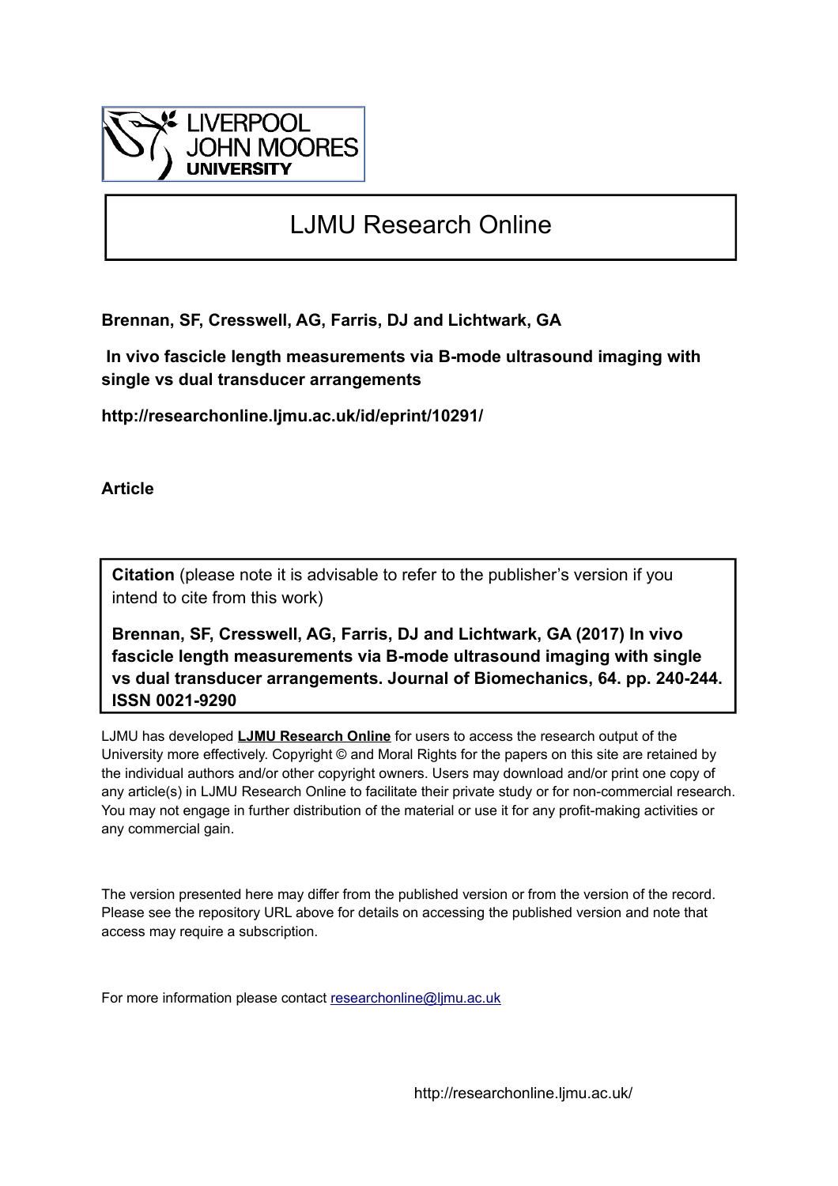LIVERPOOL JOHN MOORES UNIVERSITY

# LJMU Research Online

**Brennan, SF, Cresswell, AG, Farris, DJ and Lichtwark, GA**

**In vivo fascicle length measurements via B-mode ultrasound imaging with single vs dual transducer arrangements**

**http://researchonline.ljmu.ac.uk/id/eprint/10291/**

**Article**

**Citation** (please note it is advisable to refer to the publisher's version if you intend to cite from this work)

**Brennan, SF, Cresswell, AG, Farris, DJ and Lichtwark, GA (2017) In vivo fascicle length measurements via B-mode ultrasound imaging with single vs dual transducer arrangements. Journal of Biomechanics, 64. pp. 240-244. ISSN 0021-9290**

LJMU has developed **LJMU Research Online** for users to access the research output of the University more effectively. Copyright © and Moral Rights for the papers on this site are retained by the individual authors and/or other copyright owners. Users may download and/or print one copy of any article(s) in LJMU Research Online to facilitate their private study or for non-commercial research. You may not engage in further distribution of the material or use it for any profit-making activities or any commercial gain.

The version presented here may differ from the published version or from the version of the record. Please see the repository URL above for details on accessing the published version and note that access may require a subscription.

For more information please contact researchonline@ljmu.ac.uk

http://researchonline.ljmu.ac.uk/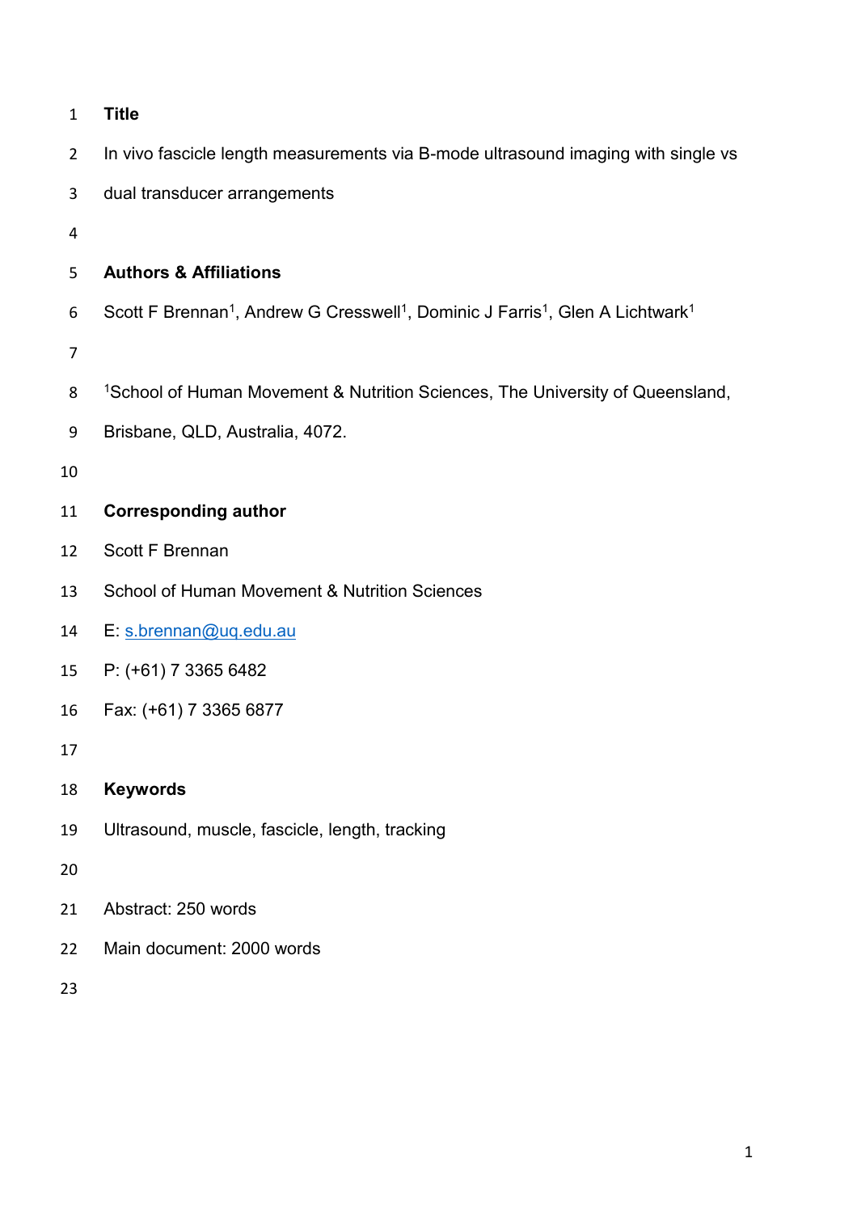**Title**

In vivo fascicle length measurements via B-mode ultrasound imaging with single vs dual transducer arrangements

**Authors & Affiliations**

Scott F Brennan[1], Andrew G Cresswell[1], Dominic J Farris[1], Glen A Lichtwark[1]

[1]School of Human Movement & Nutrition Sciences, The University of Queensland, Brisbane, QLD, Australia, 4072.

**Corresponding author**

Scott F Brennan

School of Human Movement & Nutrition Sciences

E: s.brennan@uq.edu.au

P: (+61) 7 3365 6482

Fax: (+61) 7 3365 6877

**Keywords**

Ultrasound, muscle, fascicle, length, tracking

Abstract: 250 words

Main document: 2000 words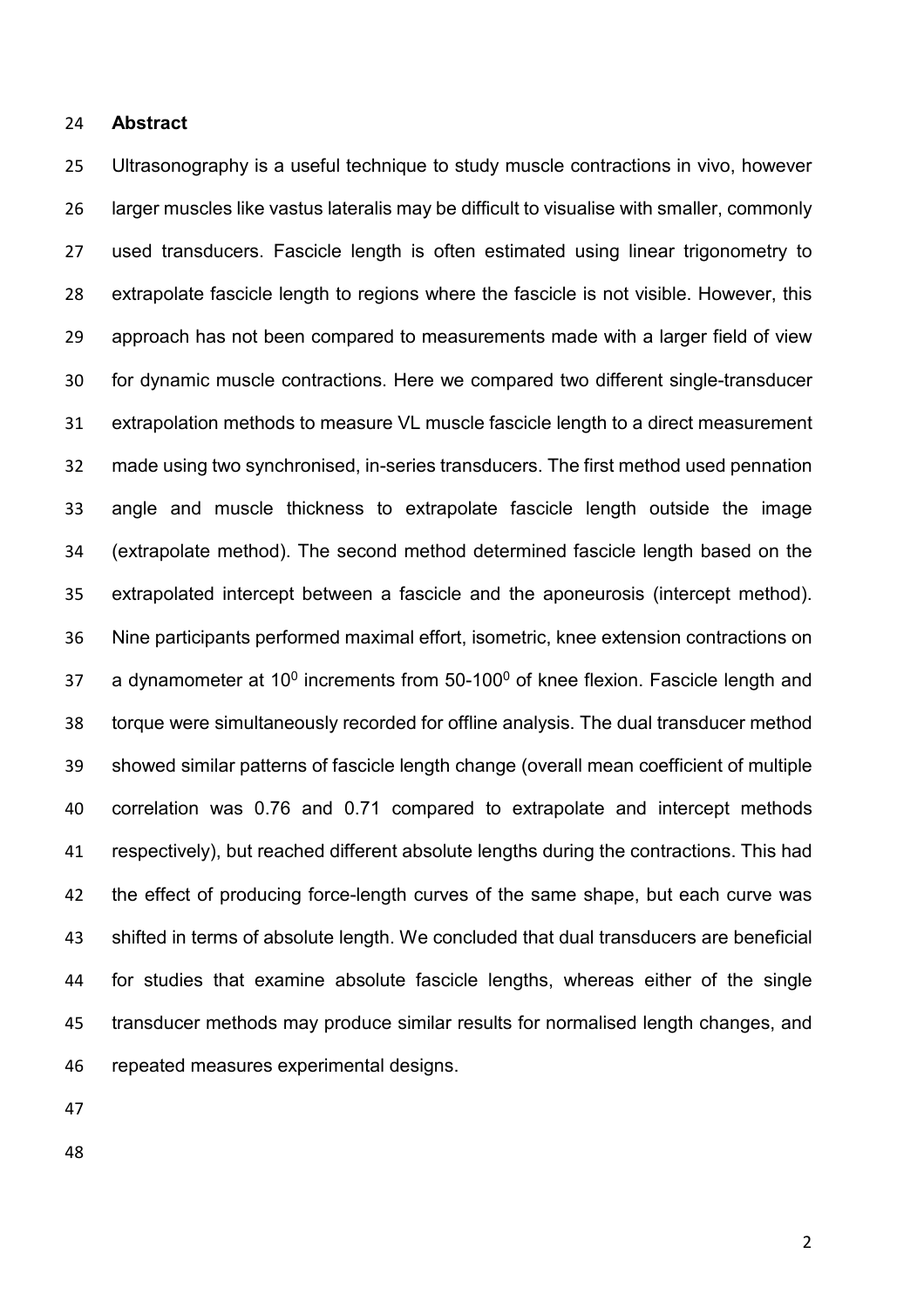## Abstract

Ultrasonography is a useful technique to study muscle contractions in vivo, however larger muscles like vastus lateralis may be difficult to visualise with smaller, commonly used transducers. Fascicle length is often estimated using linear trigonometry to extrapolate fascicle length to regions where the fascicle is not visible. However, this approach has not been compared to measurements made with a larger field of view for dynamic muscle contractions. Here we compared two different single-transducer extrapolation methods to measure VL muscle fascicle length to a direct measurement made using two synchronised, in-series transducers. The first method used pennation angle and muscle thickness to extrapolate fascicle length outside the image (extrapolate method). The second method determined fascicle length based on the extrapolated intercept between a fascicle and the aponeurosis (intercept method). Nine participants performed maximal effort, isometric, knee extension contractions on a dynamometer at $10^0$ increments from $50\text{-}100^0$ of knee flexion. Fascicle length and torque were simultaneously recorded for offline analysis. The dual transducer method showed similar patterns of fascicle length change (overall mean coefficient of multiple correlation was 0.76 and 0.71 compared to extrapolate and intercept methods respectively), but reached different absolute lengths during the contractions. This had the effect of producing force-length curves of the same shape, but each curve was shifted in terms of absolute length. We concluded that dual transducers are beneficial for studies that examine absolute fascicle lengths, whereas either of the single transducer methods may produce similar results for normalised length changes, and repeated measures experimental designs.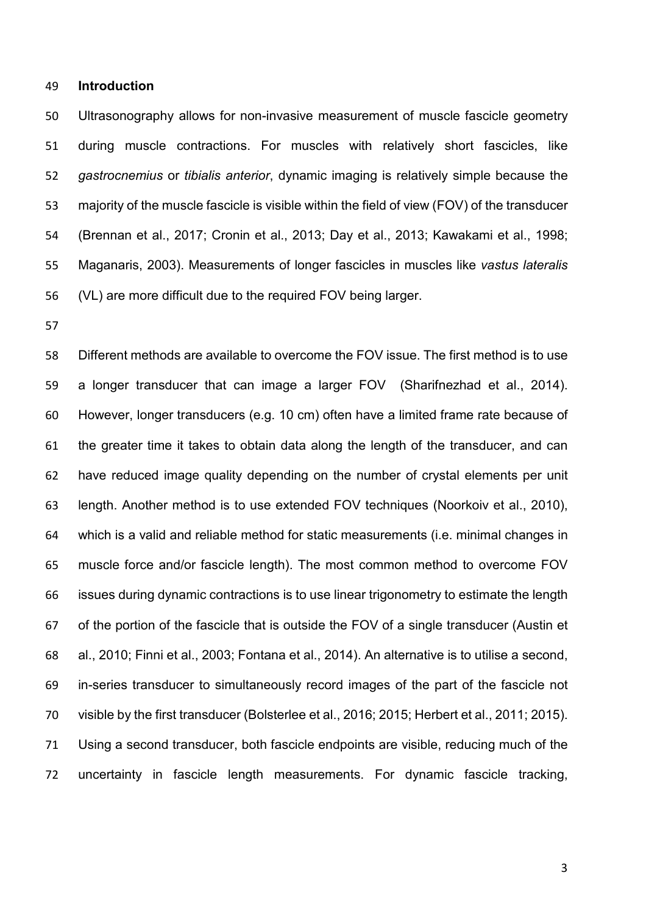## Introduction

Ultrasonography allows for non-invasive measurement of muscle fascicle geometry during muscle contractions. For muscles with relatively short fascicles, like *gastrocnemius* or *tibialis anterior*, dynamic imaging is relatively simple because the majority of the muscle fascicle is visible within the field of view (FOV) of the transducer (Brennan et al., 2017; Cronin et al., 2013; Day et al., 2013; Kawakami et al., 1998; Maganaris, 2003). Measurements of longer fascicles in muscles like *vastus lateralis* (VL) are more difficult due to the required FOV being larger.

Different methods are available to overcome the FOV issue. The first method is to use a longer transducer that can image a larger FOV (Sharifnezhad et al., 2014). However, longer transducers (e.g. 10 cm) often have a limited frame rate because of the greater time it takes to obtain data along the length of the transducer, and can have reduced image quality depending on the number of crystal elements per unit length. Another method is to use extended FOV techniques (Noorkoiv et al., 2010), which is a valid and reliable method for static measurements (i.e. minimal changes in muscle force and/or fascicle length). The most common method to overcome FOV issues during dynamic contractions is to use linear trigonometry to estimate the length of the portion of the fascicle that is outside the FOV of a single transducer (Austin et al., 2010; Finni et al., 2003; Fontana et al., 2014). An alternative is to utilise a second, in-series transducer to simultaneously record images of the part of the fascicle not visible by the first transducer (Bolsterlee et al., 2016; 2015; Herbert et al., 2011; 2015). Using a second transducer, both fascicle endpoints are visible, reducing much of the uncertainty in fascicle length measurements. For dynamic fascicle tracking,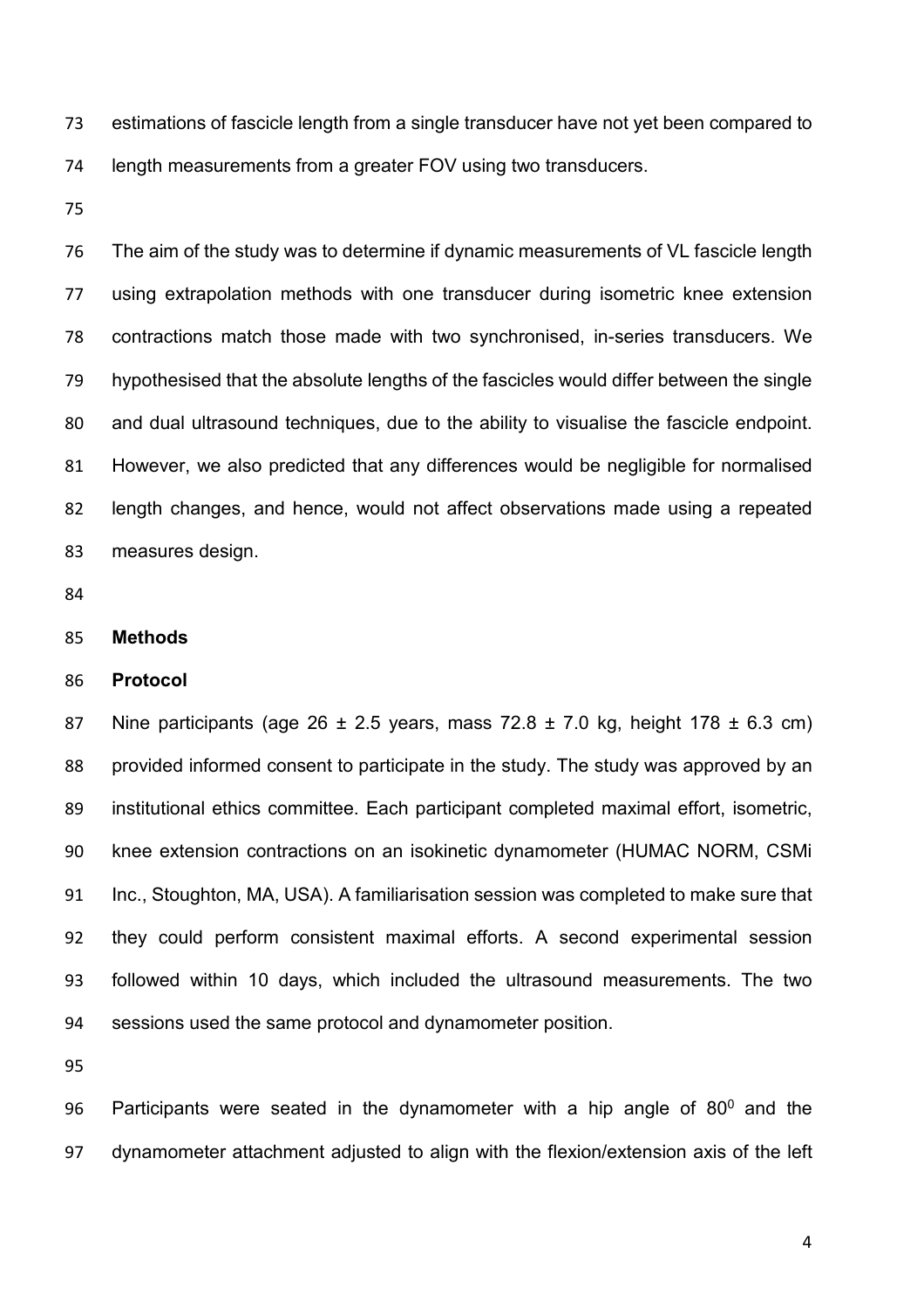estimations of fascicle length from a single transducer have not yet been compared to length measurements from a greater FOV using two transducers.

The aim of the study was to determine if dynamic measurements of VL fascicle length using extrapolation methods with one transducer during isometric knee extension contractions match those made with two synchronised, in-series transducers. We hypothesised that the absolute lengths of the fascicles would differ between the single and dual ultrasound techniques, due to the ability to visualise the fascicle endpoint. However, we also predicted that any differences would be negligible for normalised length changes, and hence, would not affect observations made using a repeated measures design.

## Methods

### Protocol

Nine participants (age 26 ± 2.5 years, mass 72.8 ± 7.0 kg, height 178 ± 6.3 cm) provided informed consent to participate in the study. The study was approved by an institutional ethics committee. Each participant completed maximal effort, isometric, knee extension contractions on an isokinetic dynamometer (HUMAC NORM, CSMi Inc., Stoughton, MA, USA). A familiarisation session was completed to make sure that they could perform consistent maximal efforts. A second experimental session followed within 10 days, which included the ultrasound measurements. The two sessions used the same protocol and dynamometer position.

Participants were seated in the dynamometer with a hip angle of $80^0$ and the dynamometer attachment adjusted to align with the flexion/extension axis of the left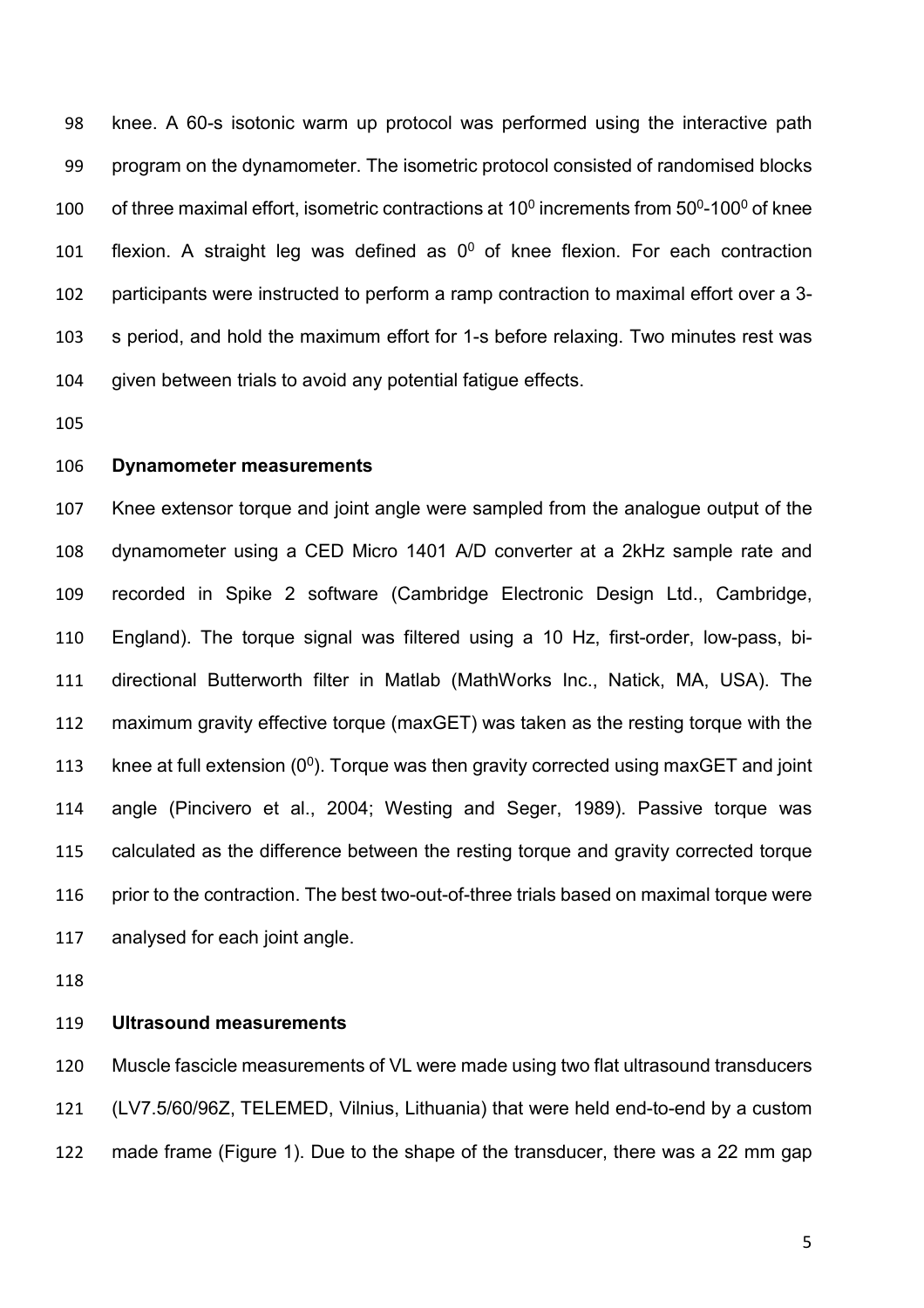knee. A 60-s isotonic warm up protocol was performed using the interactive path program on the dynamometer. The isometric protocol consisted of randomised blocks of three maximal effort, isometric contractions at $10^0$ increments from $50^0$-$100^0$ of knee flexion. A straight leg was defined as $0^0$ of knee flexion. For each contraction participants were instructed to perform a ramp contraction to maximal effort over a 3-s period, and hold the maximum effort for 1-s before relaxing. Two minutes rest was given between trials to avoid any potential fatigue effects.

**Dynamometer measurements**

Knee extensor torque and joint angle were sampled from the analogue output of the dynamometer using a CED Micro 1401 A/D converter at a 2kHz sample rate and recorded in Spike 2 software (Cambridge Electronic Design Ltd., Cambridge, England). The torque signal was filtered using a 10 Hz, first-order, low-pass, bi-directional Butterworth filter in Matlab (MathWorks Inc., Natick, MA, USA). The maximum gravity effective torque (maxGET) was taken as the resting torque with the knee at full extension ($0^0$). Torque was then gravity corrected using maxGET and joint angle (Pincivero et al., 2004; Westing and Seger, 1989). Passive torque was calculated as the difference between the resting torque and gravity corrected torque prior to the contraction. The best two-out-of-three trials based on maximal torque were analysed for each joint angle.

**Ultrasound measurements**

Muscle fascicle measurements of VL were made using two flat ultrasound transducers (LV7.5/60/96Z, TELEMED, Vilnius, Lithuania) that were held end-to-end by a custom made frame (Figure 1). Due to the shape of the transducer, there was a 22 mm gap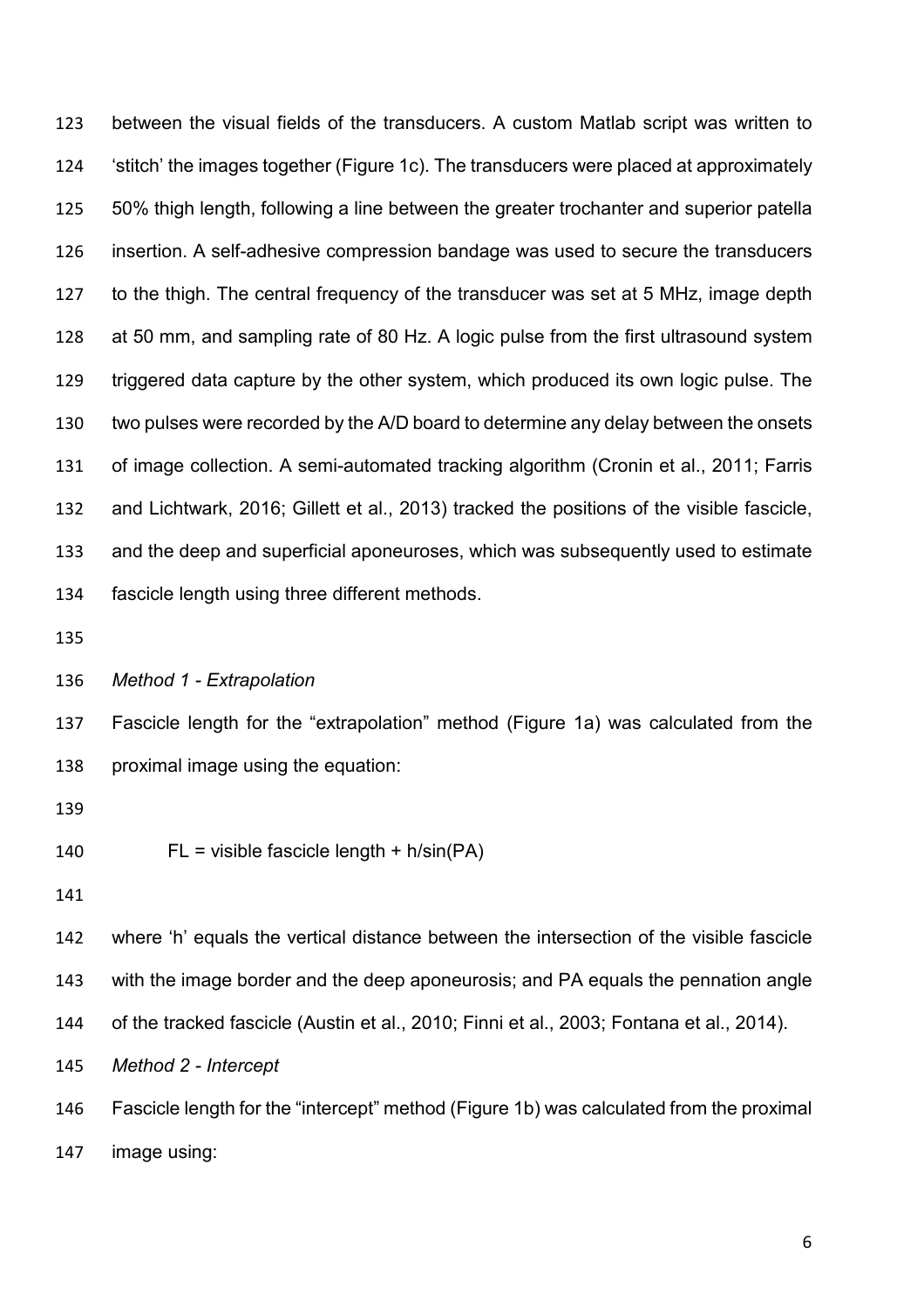between the visual fields of the transducers. A custom Matlab script was written to 'stitch' the images together (Figure 1c). The transducers were placed at approximately 50% thigh length, following a line between the greater trochanter and superior patella insertion. A self-adhesive compression bandage was used to secure the transducers to the thigh. The central frequency of the transducer was set at 5 MHz, image depth at 50 mm, and sampling rate of 80 Hz. A logic pulse from the first ultrasound system triggered data capture by the other system, which produced its own logic pulse. The two pulses were recorded by the A/D board to determine any delay between the onsets of image collection. A semi-automated tracking algorithm (Cronin et al., 2011; Farris and Lichtwark, 2016; Gillett et al., 2013) tracked the positions of the visible fascicle, and the deep and superficial aponeuroses, which was subsequently used to estimate fascicle length using three different methods.

*Method 1 - Extrapolation*

Fascicle length for the "extrapolation" method (Figure 1a) was calculated from the proximal image using the equation:

$$FL = \text{visible fascicle length} + h/\sin(PA)$$

where 'h' equals the vertical distance between the intersection of the visible fascicle with the image border and the deep aponeurosis; and PA equals the pennation angle of the tracked fascicle (Austin et al., 2010; Finni et al., 2003; Fontana et al., 2014).

*Method 2 - Intercept*

Fascicle length for the "intercept" method (Figure 1b) was calculated from the proximal image using: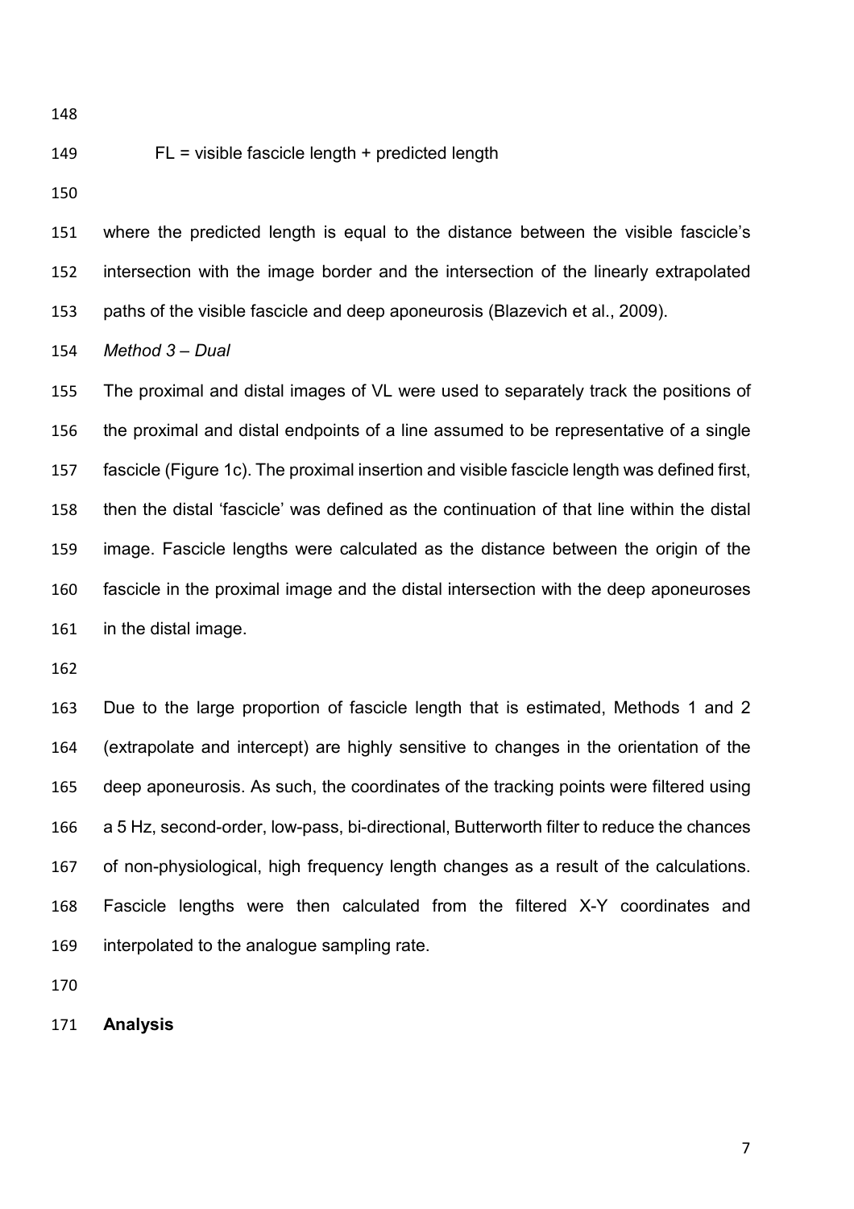FL = visible fascicle length + predicted length

where the predicted length is equal to the distance between the visible fascicle's intersection with the image border and the intersection of the linearly extrapolated paths of the visible fascicle and deep aponeurosis (Blazevich et al., 2009).

*Method 3 – Dual*

The proximal and distal images of VL were used to separately track the positions of the proximal and distal endpoints of a line assumed to be representative of a single fascicle (Figure 1c). The proximal insertion and visible fascicle length was defined first, then the distal 'fascicle' was defined as the continuation of that line within the distal image. Fascicle lengths were calculated as the distance between the origin of the fascicle in the proximal image and the distal intersection with the deep aponeuroses in the distal image.

Due to the large proportion of fascicle length that is estimated, Methods 1 and 2 (extrapolate and intercept) are highly sensitive to changes in the orientation of the deep aponeurosis. As such, the coordinates of the tracking points were filtered using a 5 Hz, second-order, low-pass, bi-directional, Butterworth filter to reduce the chances of non-physiological, high frequency length changes as a result of the calculations. Fascicle lengths were then calculated from the filtered X-Y coordinates and interpolated to the analogue sampling rate.

**Analysis**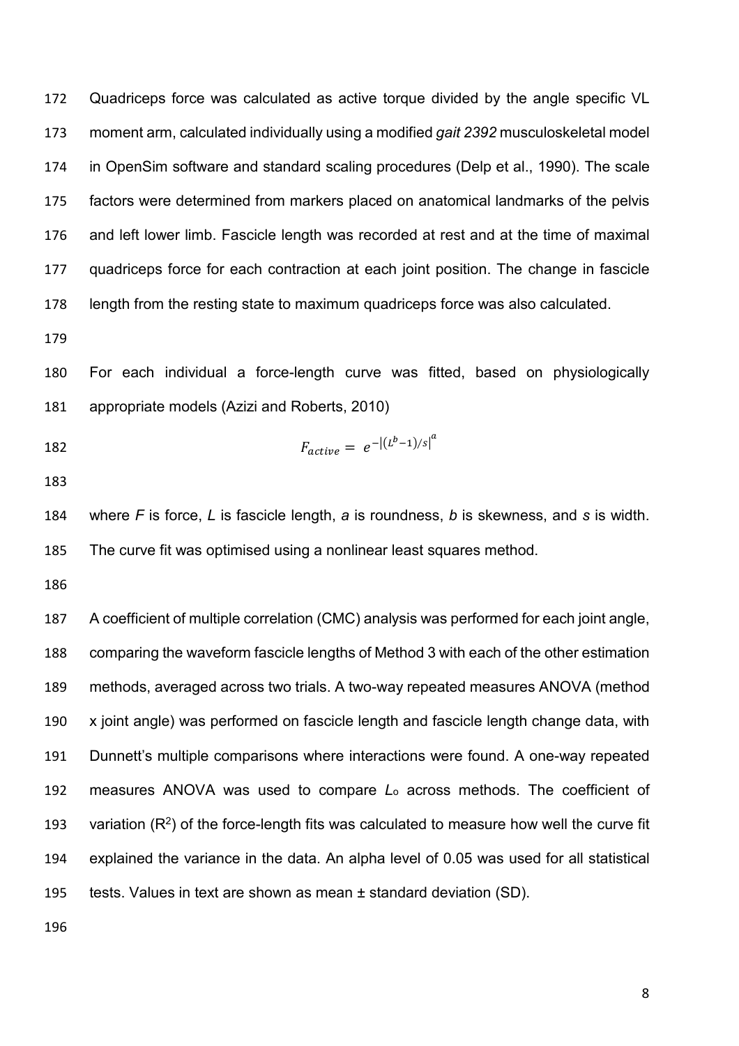Quadriceps force was calculated as active torque divided by the angle specific VL moment arm, calculated individually using a modified *gait 2392* musculoskeletal model in OpenSim software and standard scaling procedures (Delp et al., 1990). The scale factors were determined from markers placed on anatomical landmarks of the pelvis and left lower limb. Fascicle length was recorded at rest and at the time of maximal quadriceps force for each contraction at each joint position. The change in fascicle length from the resting state to maximum quadriceps force was also calculated.

For each individual a force-length curve was fitted, based on physiologically appropriate models (Azizi and Roberts, 2010)

$$F_{active} = e^{-\left|(L^b - 1)/s\right|^a}$$

where $F$ is force, $L$ is fascicle length, $a$ is roundness, $b$ is skewness, and $s$ is width. The curve fit was optimised using a nonlinear least squares method.

A coefficient of multiple correlation (CMC) analysis was performed for each joint angle, comparing the waveform fascicle lengths of Method 3 with each of the other estimation methods, averaged across two trials. A two-way repeated measures ANOVA (method x joint angle) was performed on fascicle length and fascicle length change data, with Dunnett's multiple comparisons where interactions were found. A one-way repeated measures ANOVA was used to compare $L_o$ across methods. The coefficient of variation ($R^2$) of the force-length fits was calculated to measure how well the curve fit explained the variance in the data. An alpha level of 0.05 was used for all statistical tests. Values in text are shown as mean ± standard deviation (SD).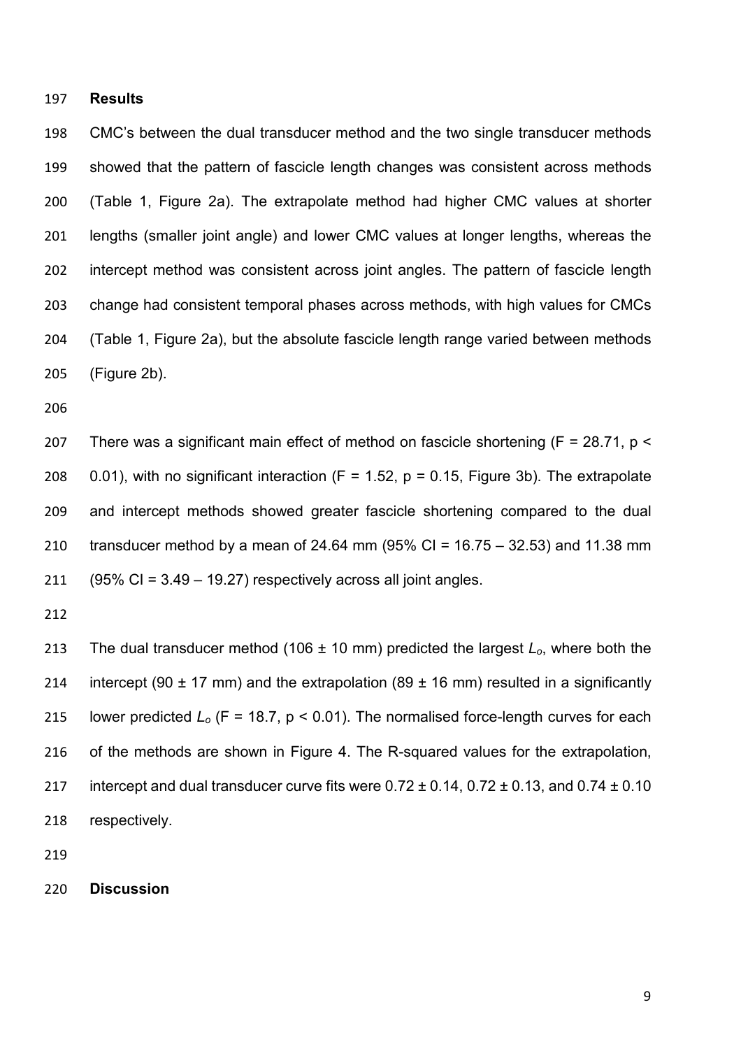## Results

CMC's between the dual transducer method and the two single transducer methods showed that the pattern of fascicle length changes was consistent across methods (Table 1, Figure 2a). The extrapolate method had higher CMC values at shorter lengths (smaller joint angle) and lower CMC values at longer lengths, whereas the intercept method was consistent across joint angles. The pattern of fascicle length change had consistent temporal phases across methods, with high values for CMCs (Table 1, Figure 2a), but the absolute fascicle length range varied between methods (Figure 2b).

There was a significant main effect of method on fascicle shortening ($F = 28.71$, $p < 0.01$), with no significant interaction ($F = 1.52$, $p = 0.15$, Figure 3b). The extrapolate and intercept methods showed greater fascicle shortening compared to the dual transducer method by a mean of 24.64 mm (95% CI = 16.75 – 32.53) and 11.38 mm (95% CI = 3.49 – 19.27) respectively across all joint angles.

The dual transducer method (106 ± 10 mm) predicted the largest $L_o$, where both the intercept (90 ± 17 mm) and the extrapolation (89 ± 16 mm) resulted in a significantly lower predicted $L_o$ ($F = 18.7$, $p < 0.01$). The normalised force-length curves for each of the methods are shown in Figure 4. The R-squared values for the extrapolation, intercept and dual transducer curve fits were 0.72 ± 0.14, 0.72 ± 0.13, and 0.74 ± 0.10 respectively.

## Discussion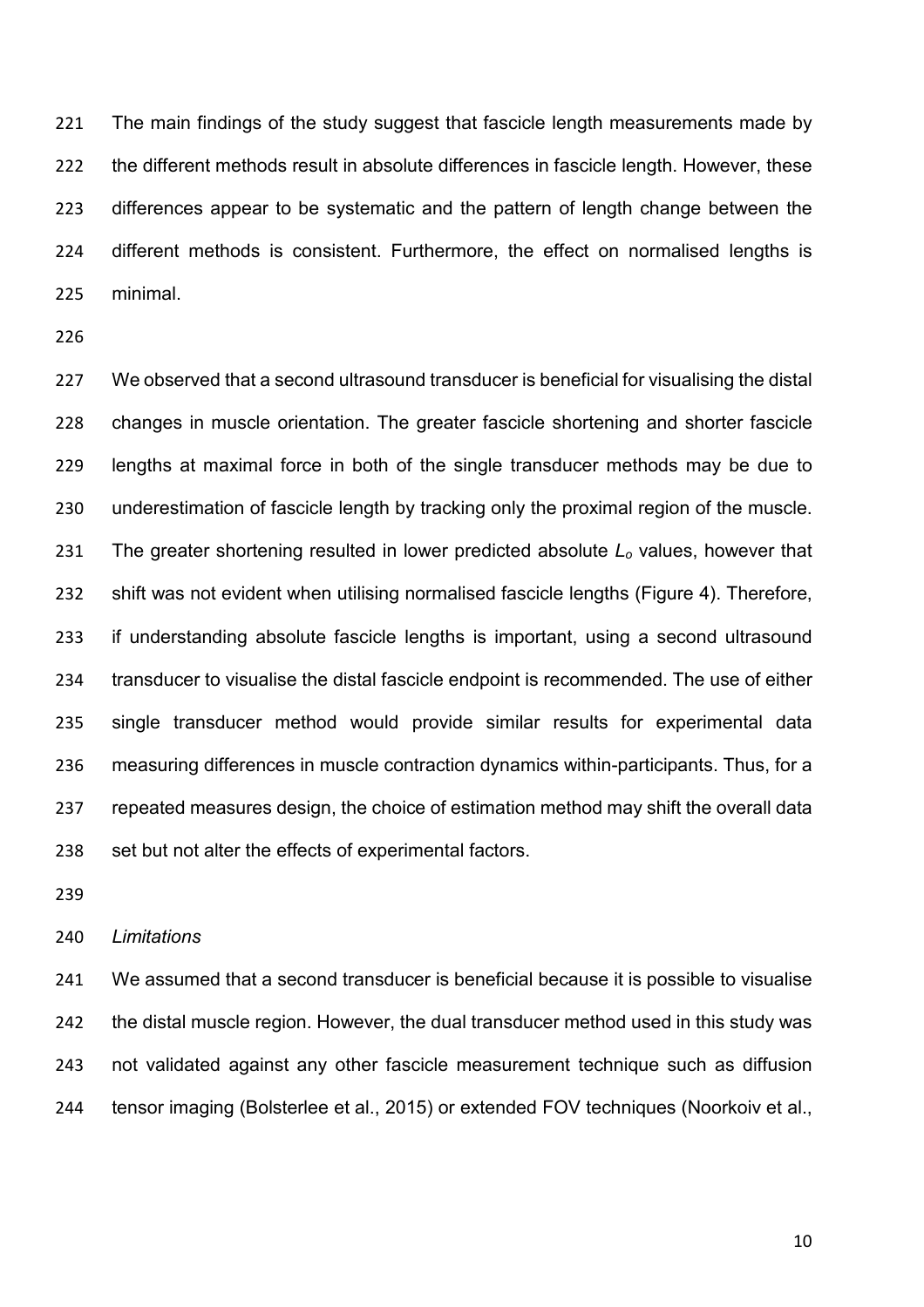The main findings of the study suggest that fascicle length measurements made by the different methods result in absolute differences in fascicle length. However, these differences appear to be systematic and the pattern of length change between the different methods is consistent. Furthermore, the effect on normalised lengths is minimal.

We observed that a second ultrasound transducer is beneficial for visualising the distal changes in muscle orientation. The greater fascicle shortening and shorter fascicle lengths at maximal force in both of the single transducer methods may be due to underestimation of fascicle length by tracking only the proximal region of the muscle. The greater shortening resulted in lower predicted absolute $L_o$ values, however that shift was not evident when utilising normalised fascicle lengths (Figure 4). Therefore, if understanding absolute fascicle lengths is important, using a second ultrasound transducer to visualise the distal fascicle endpoint is recommended. The use of either single transducer method would provide similar results for experimental data measuring differences in muscle contraction dynamics within-participants. Thus, for a repeated measures design, the choice of estimation method may shift the overall data set but not alter the effects of experimental factors.

*Limitations*

We assumed that a second transducer is beneficial because it is possible to visualise the distal muscle region. However, the dual transducer method used in this study was not validated against any other fascicle measurement technique such as diffusion tensor imaging (Bolsterlee et al., 2015) or extended FOV techniques (Noorkoiv et al.,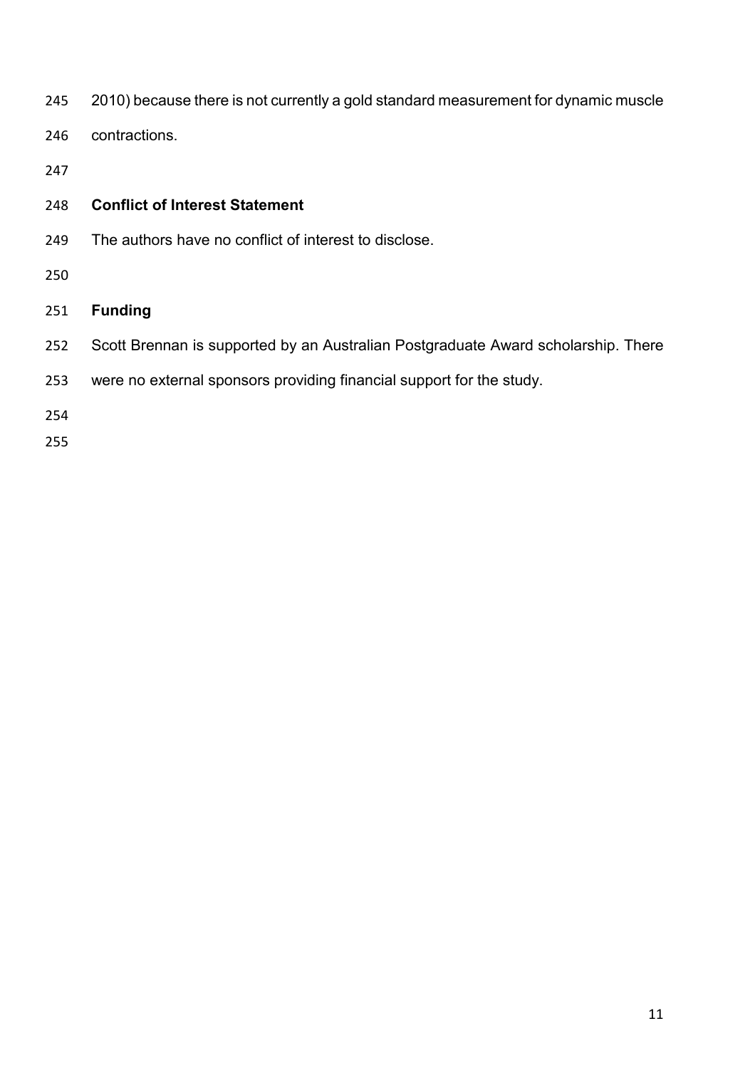2010) because there is not currently a gold standard measurement for dynamic muscle contractions.

## Conflict of Interest Statement

The authors have no conflict of interest to disclose.

## Funding

Scott Brennan is supported by an Australian Postgraduate Award scholarship. There were no external sponsors providing financial support for the study.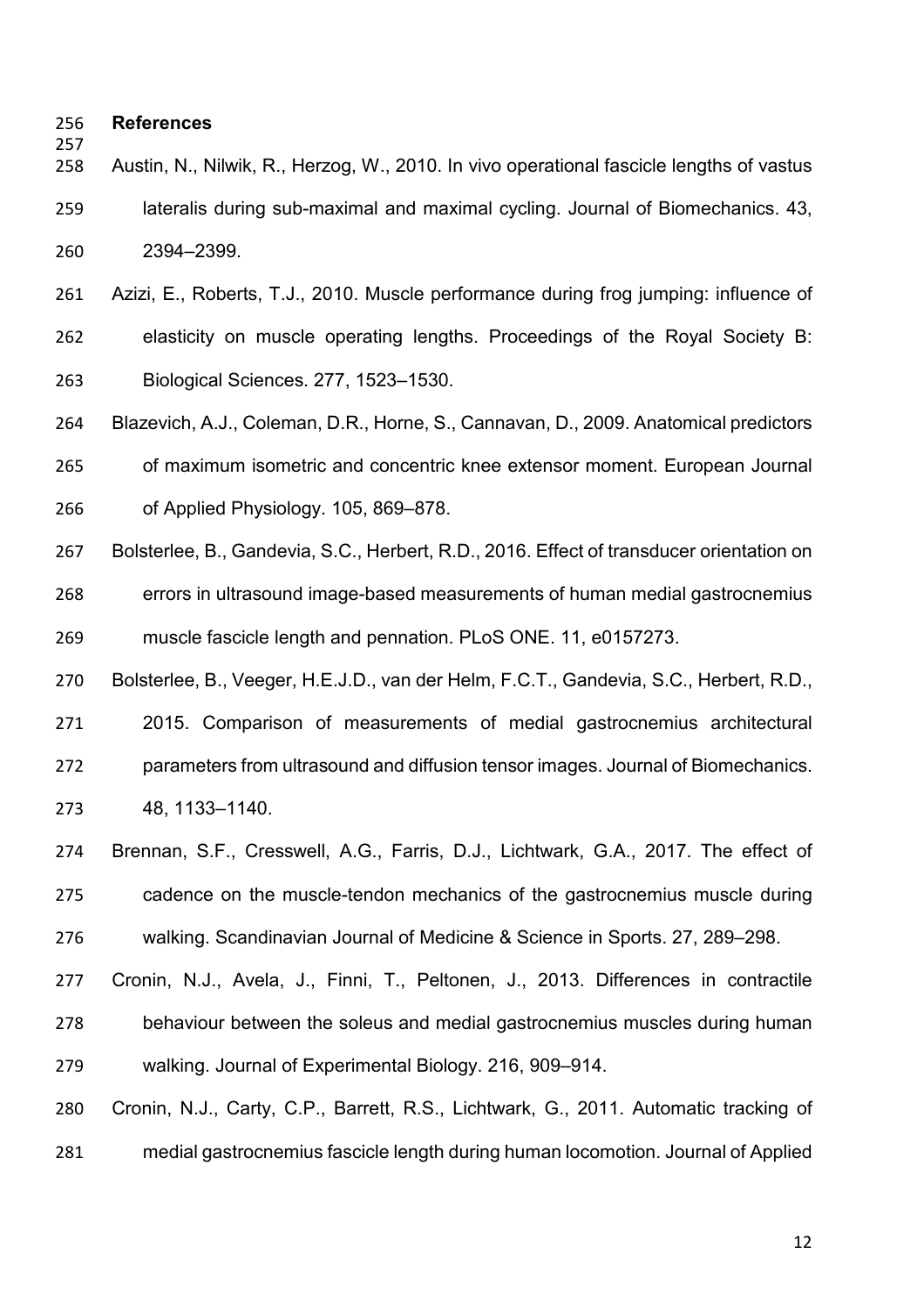## References

Austin, N., Nilwik, R., Herzog, W., 2010. In vivo operational fascicle lengths of vastus lateralis during sub-maximal and maximal cycling. Journal of Biomechanics. 43, 2394–2399.

Azizi, E., Roberts, T.J., 2010. Muscle performance during frog jumping: influence of elasticity on muscle operating lengths. Proceedings of the Royal Society B: Biological Sciences. 277, 1523–1530.

Blazevich, A.J., Coleman, D.R., Horne, S., Cannavan, D., 2009. Anatomical predictors of maximum isometric and concentric knee extensor moment. European Journal of Applied Physiology. 105, 869–878.

Bolsterlee, B., Gandevia, S.C., Herbert, R.D., 2016. Effect of transducer orientation on errors in ultrasound image-based measurements of human medial gastrocnemius muscle fascicle length and pennation. PLoS ONE. 11, e0157273.

Bolsterlee, B., Veeger, H.E.J.D., van der Helm, F.C.T., Gandevia, S.C., Herbert, R.D., 2015. Comparison of measurements of medial gastrocnemius architectural parameters from ultrasound and diffusion tensor images. Journal of Biomechanics. 48, 1133–1140.

Brennan, S.F., Cresswell, A.G., Farris, D.J., Lichtwark, G.A., 2017. The effect of cadence on the muscle-tendon mechanics of the gastrocnemius muscle during walking. Scandinavian Journal of Medicine & Science in Sports. 27, 289–298.

Cronin, N.J., Avela, J., Finni, T., Peltonen, J., 2013. Differences in contractile behaviour between the soleus and medial gastrocnemius muscles during human walking. Journal of Experimental Biology. 216, 909–914.

Cronin, N.J., Carty, C.P., Barrett, R.S., Lichtwark, G., 2011. Automatic tracking of medial gastrocnemius fascicle length during human locomotion. Journal of Applied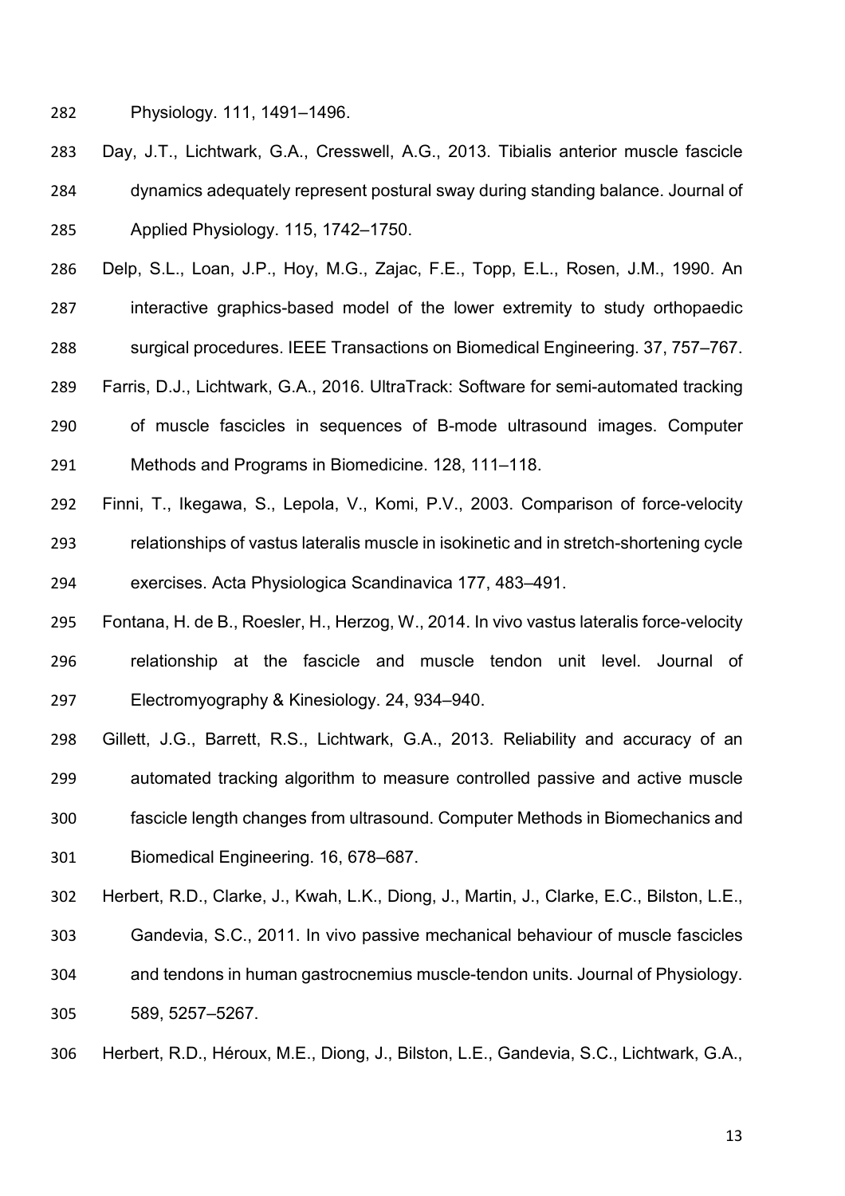Physiology. 111, 1491–1496.

Day, J.T., Lichtwark, G.A., Cresswell, A.G., 2013. Tibialis anterior muscle fascicle dynamics adequately represent postural sway during standing balance. Journal of Applied Physiology. 115, 1742–1750.

Delp, S.L., Loan, J.P., Hoy, M.G., Zajac, F.E., Topp, E.L., Rosen, J.M., 1990. An interactive graphics-based model of the lower extremity to study orthopaedic surgical procedures. IEEE Transactions on Biomedical Engineering. 37, 757–767.

Farris, D.J., Lichtwark, G.A., 2016. UltraTrack: Software for semi-automated tracking of muscle fascicles in sequences of B-mode ultrasound images. Computer Methods and Programs in Biomedicine. 128, 111–118.

Finni, T., Ikegawa, S., Lepola, V., Komi, P.V., 2003. Comparison of force-velocity relationships of vastus lateralis muscle in isokinetic and in stretch-shortening cycle exercises. Acta Physiologica Scandinavica 177, 483–491.

Fontana, H. de B., Roesler, H., Herzog, W., 2014. In vivo vastus lateralis force-velocity relationship at the fascicle and muscle tendon unit level. Journal of Electromyography & Kinesiology. 24, 934–940.

Gillett, J.G., Barrett, R.S., Lichtwark, G.A., 2013. Reliability and accuracy of an automated tracking algorithm to measure controlled passive and active muscle fascicle length changes from ultrasound. Computer Methods in Biomechanics and Biomedical Engineering. 16, 678–687.

Herbert, R.D., Clarke, J., Kwah, L.K., Diong, J., Martin, J., Clarke, E.C., Bilston, L.E., Gandevia, S.C., 2011. In vivo passive mechanical behaviour of muscle fascicles and tendons in human gastrocnemius muscle-tendon units. Journal of Physiology. 589, 5257–5267.

Herbert, R.D., Héroux, M.E., Diong, J., Bilston, L.E., Gandevia, S.C., Lichtwark, G.A.,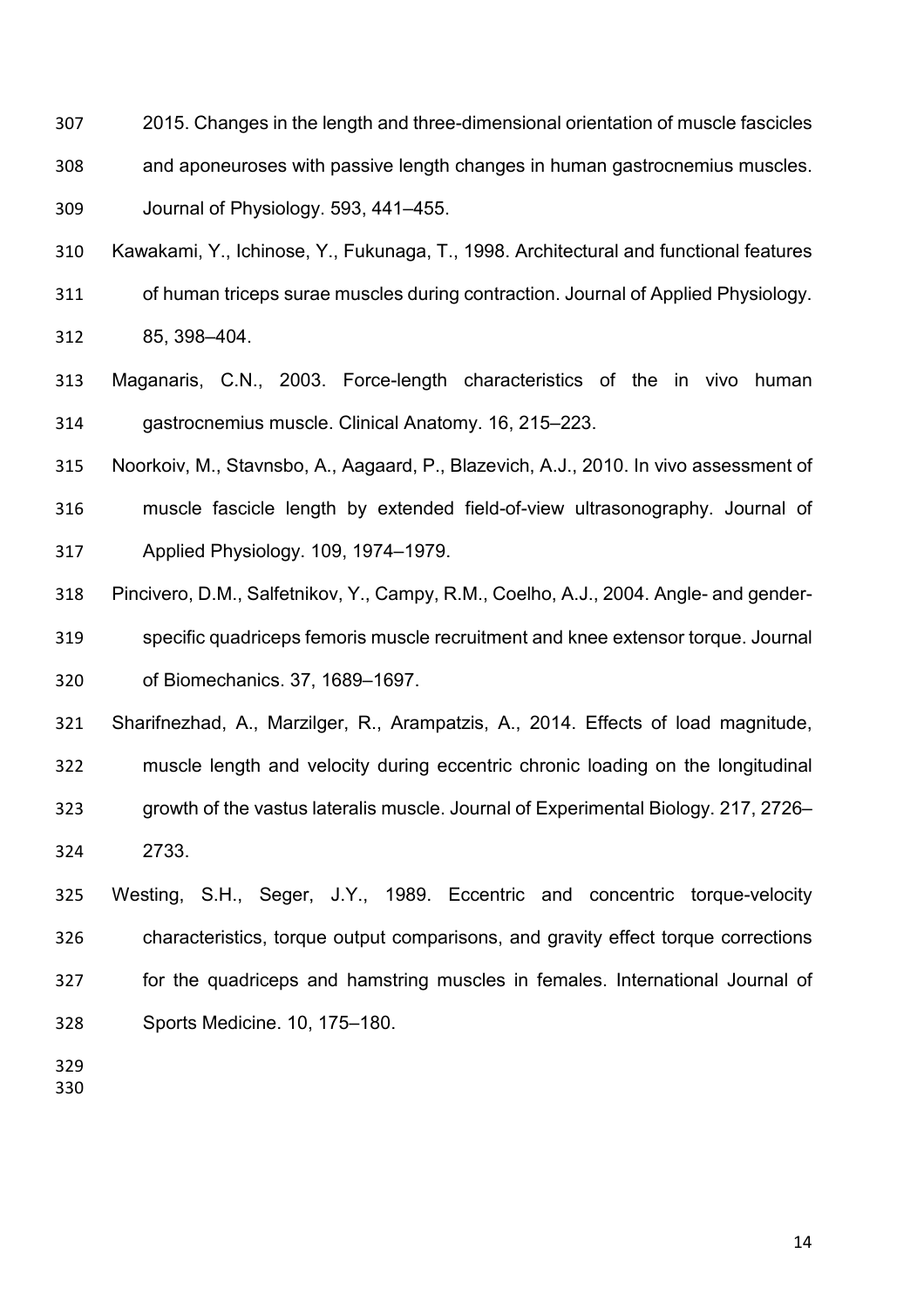2015. Changes in the length and three-dimensional orientation of muscle fascicles and aponeuroses with passive length changes in human gastrocnemius muscles. Journal of Physiology. 593, 441–455.

Kawakami, Y., Ichinose, Y., Fukunaga, T., 1998. Architectural and functional features of human triceps surae muscles during contraction. Journal of Applied Physiology. 85, 398–404.

Maganaris, C.N., 2003. Force-length characteristics of the in vivo human gastrocnemius muscle. Clinical Anatomy. 16, 215–223.

Noorkoiv, M., Stavnsbo, A., Aagaard, P., Blazevich, A.J., 2010. In vivo assessment of muscle fascicle length by extended field-of-view ultrasonography. Journal of Applied Physiology. 109, 1974–1979.

Pincivero, D.M., Salfetnikov, Y., Campy, R.M., Coelho, A.J., 2004. Angle- and gender-specific quadriceps femoris muscle recruitment and knee extensor torque. Journal of Biomechanics. 37, 1689–1697.

Sharifnezhad, A., Marzilger, R., Arampatzis, A., 2014. Effects of load magnitude, muscle length and velocity during eccentric chronic loading on the longitudinal growth of the vastus lateralis muscle. Journal of Experimental Biology. 217, 2726–2733.

Westing, S.H., Seger, J.Y., 1989. Eccentric and concentric torque-velocity characteristics, torque output comparisons, and gravity effect torque corrections for the quadriceps and hamstring muscles in females. International Journal of Sports Medicine. 10, 175–180.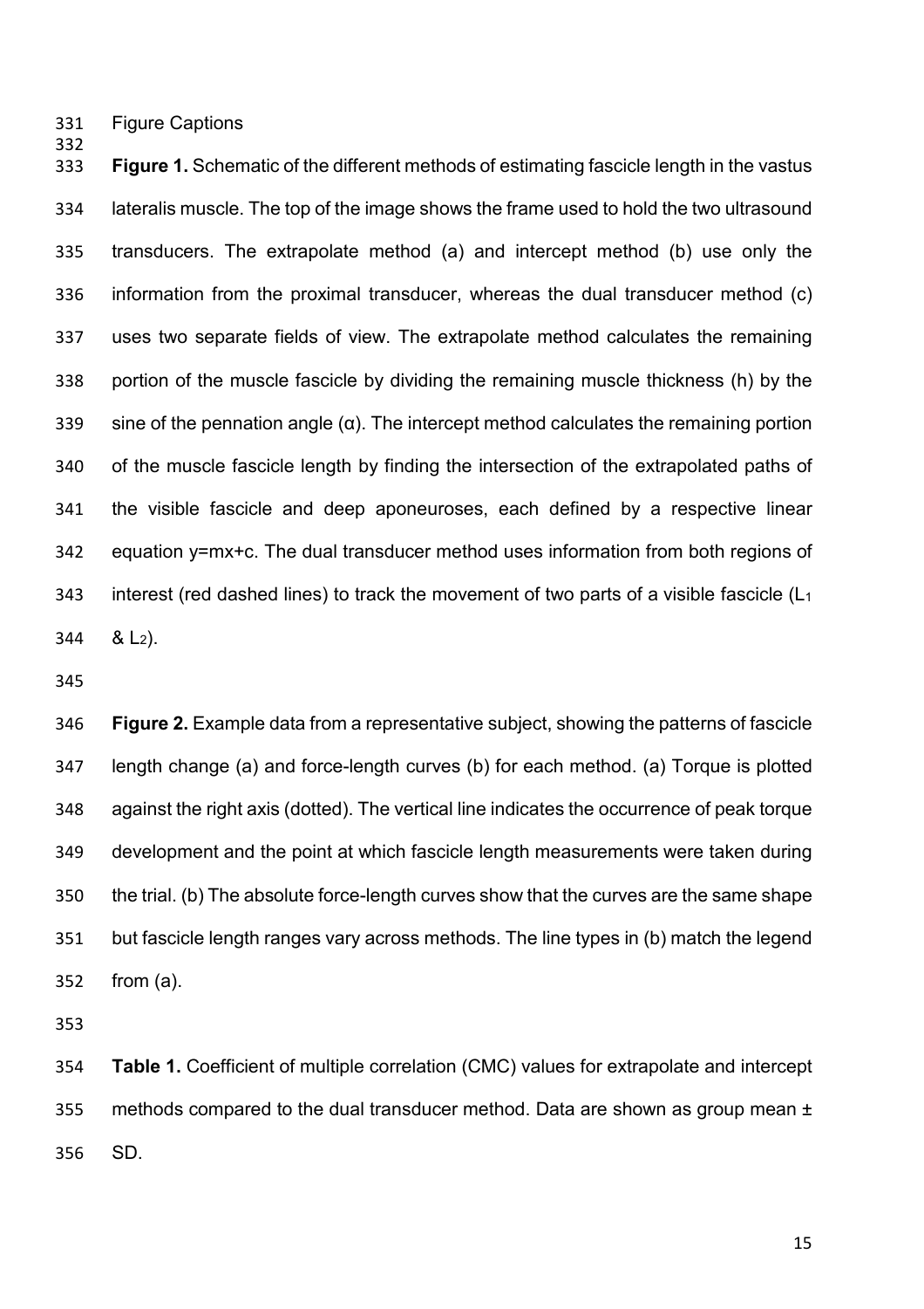Figure Captions

**Figure 1.** Schematic of the different methods of estimating fascicle length in the vastus lateralis muscle. The top of the image shows the frame used to hold the two ultrasound transducers. The extrapolate method (a) and intercept method (b) use only the information from the proximal transducer, whereas the dual transducer method (c) uses two separate fields of view. The extrapolate method calculates the remaining portion of the muscle fascicle by dividing the remaining muscle thickness (h) by the sine of the pennation angle (α). The intercept method calculates the remaining portion of the muscle fascicle length by finding the intersection of the extrapolated paths of the visible fascicle and deep aponeuroses, each defined by a respective linear equation y=mx+c. The dual transducer method uses information from both regions of interest (red dashed lines) to track the movement of two parts of a visible fascicle ($L_1$ & $L_2$).

**Figure 2.** Example data from a representative subject, showing the patterns of fascicle length change (a) and force-length curves (b) for each method. (a) Torque is plotted against the right axis (dotted). The vertical line indicates the occurrence of peak torque development and the point at which fascicle length measurements were taken during the trial. (b) The absolute force-length curves show that the curves are the same shape but fascicle length ranges vary across methods. The line types in (b) match the legend from (a).

**Table 1.** Coefficient of multiple correlation (CMC) values for extrapolate and intercept methods compared to the dual transducer method. Data are shown as group mean ± SD.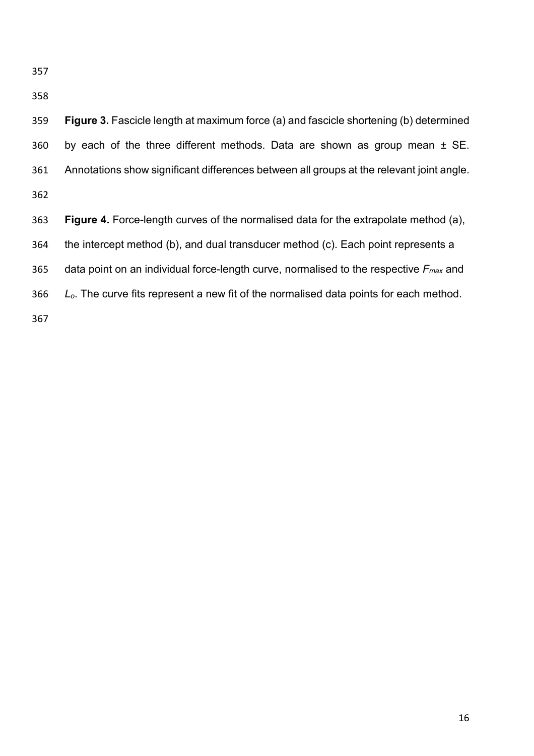**Figure 3.** Fascicle length at maximum force (a) and fascicle shortening (b) determined by each of the three different methods. Data are shown as group mean ± SE. Annotations show significant differences between all groups at the relevant joint angle.

**Figure 4.** Force-length curves of the normalised data for the extrapolate method (a), the intercept method (b), and dual transducer method (c). Each point represents a data point on an individual force-length curve, normalised to the respective $F_{max}$ and $L_o$. The curve fits represent a new fit of the normalised data points for each method.